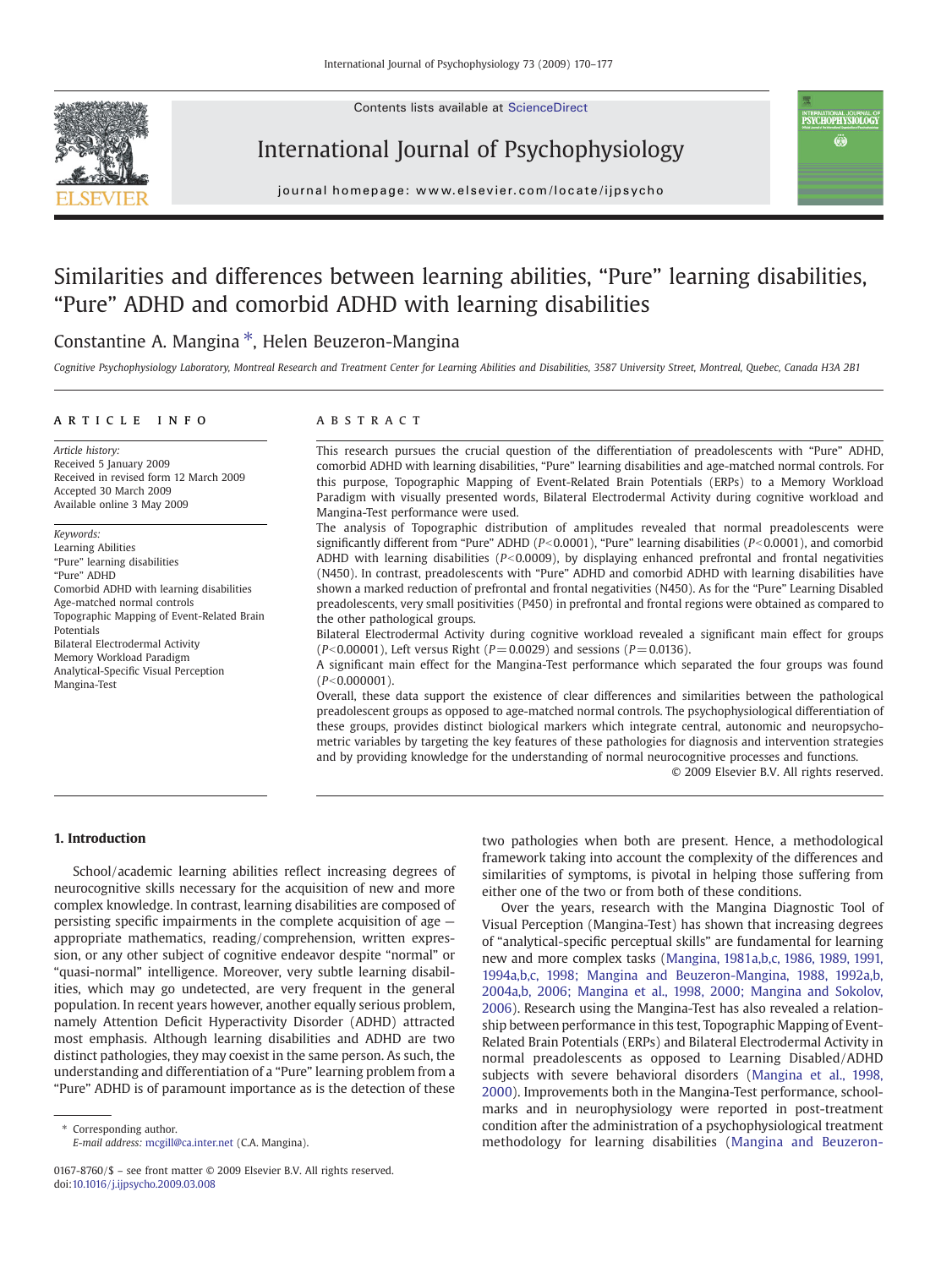# Similarities and differences between learning abilities, "Pure" learning disabilities, "Pure" ADHD and comorbid ADHD with learning disabilities

Constantine A. Mangina *, Helen Beuzeron-Mangina

*Cognitive Psychophysiology Laboratory, Montreal Research and Treatment Center for Learning Abilities and Disabilities, 3587 University Street, Montreal, Quebec, Canada H3A 2B1*

## ARTICLE INFO

*Article history:*
Received 5 January 2009
Received in revised form 12 March 2009
Accepted 30 March 2009
Available online 3 May 2009

*Keywords:*
Learning Abilities
"Pure" learning disabilities
"Pure" ADHD
Comorbid ADHD with learning disabilities
Age-matched normal controls
Topographic Mapping of Event-Related Brain Potentials
Bilateral Electrodermal Activity
Memory Workload Paradigm
Analytical-Specific Visual Perception
Mangina-Test

## ABSTRACT

This research pursues the crucial question of the differentiation of preadolescents with "Pure" ADHD, comorbid ADHD with learning disabilities, "Pure" learning disabilities and age-matched normal controls. For this purpose, Topographic Mapping of Event-Related Brain Potentials (ERPs) to a Memory Workload Paradigm with visually presented words, Bilateral Electrodermal Activity during cognitive workload and Mangina-Test performance were used.

The analysis of Topographic distribution of amplitudes revealed that normal preadolescents were significantly different from "Pure" ADHD ($P<0.0001$), "Pure" learning disabilities ($P<0.0001$), and comorbid ADHD with learning disabilities ($P<0.0009$), by displaying enhanced prefrontal and frontal negativities (N450). In contrast, preadolescents with "Pure" ADHD and comorbid ADHD with learning disabilities have shown a marked reduction of prefrontal and frontal negativities (N450). As for the "Pure" Learning Disabled preadolescents, very small positivities (P450) in prefrontal and frontal regions were obtained as compared to the other pathological groups.

Bilateral Electrodermal Activity during cognitive workload revealed a significant main effect for groups ($P<0.00001$), Left versus Right ($P=0.0029$) and sessions ($P=0.0136$).

A significant main effect for the Mangina-Test performance which separated the four groups was found ($P<0.000001$).

Overall, these data support the existence of clear differences and similarities between the pathological preadolescent groups as opposed to age-matched normal controls. The psychophysiological differentiation of these groups, provides distinct biological markers which integrate central, autonomic and neuropsychometric variables by targeting the key features of these pathologies for diagnosis and intervention strategies and by providing knowledge for the understanding of normal neurocognitive processes and functions.

© 2009 Elsevier B.V. All rights reserved.

## 1. Introduction

School/academic learning abilities reflect increasing degrees of neurocognitive skills necessary for the acquisition of new and more complex knowledge. In contrast, learning disabilities are composed of persisting specific impairments in the complete acquisition of age — appropriate mathematics, reading/comprehension, written expression, or any other subject of cognitive endeavor despite "normal" or "quasi-normal" intelligence. Moreover, very subtle learning disabilities, which may go undetected, are very frequent in the general population. In recent years however, another equally serious problem, namely Attention Deficit Hyperactivity Disorder (ADHD) attracted most emphasis. Although learning disabilities and ADHD are two distinct pathologies, they may coexist in the same person. As such, the understanding and differentiation of a "Pure" learning problem from a "Pure" ADHD is of paramount importance as is the detection of these two pathologies when both are present. Hence, a methodological framework taking into account the complexity of the differences and similarities of symptoms, is pivotal in helping those suffering from either one of the two or from both of these conditions.

Over the years, research with the Mangina Diagnostic Tool of Visual Perception (Mangina-Test) has shown that increasing degrees of "analytical-specific perceptual skills" are fundamental for learning new and more complex tasks (Mangina, 1981a,b,c, 1986, 1989, 1991, 1994a,b,c, 1998; Mangina and Beuzeron-Mangina, 1988, 1992a,b, 2004a,b, 2006; Mangina et al., 1998, 2000; Mangina and Sokolov, 2006). Research using the Mangina-Test has also revealed a relationship between performance in this test, Topographic Mapping of Event-Related Brain Potentials (ERPs) and Bilateral Electrodermal Activity in normal preadolescents as opposed to Learning Disabled/ADHD subjects with severe behavioral disorders (Mangina et al., 1998, 2000). Improvements both in the Mangina-Test performance, school-marks and in neurophysiology were reported in post-treatment condition after the administration of a psychophysiological treatment methodology for learning disabilities (Mangina and Beuzeron-

* Corresponding author.
*E-mail address:* mcgill@ca.inter.net (C.A. Mangina).

0167-8760/$ – see front matter © 2009 Elsevier B.V. All rights reserved.
doi:10.1016/j.ijpsycho.2009.03.008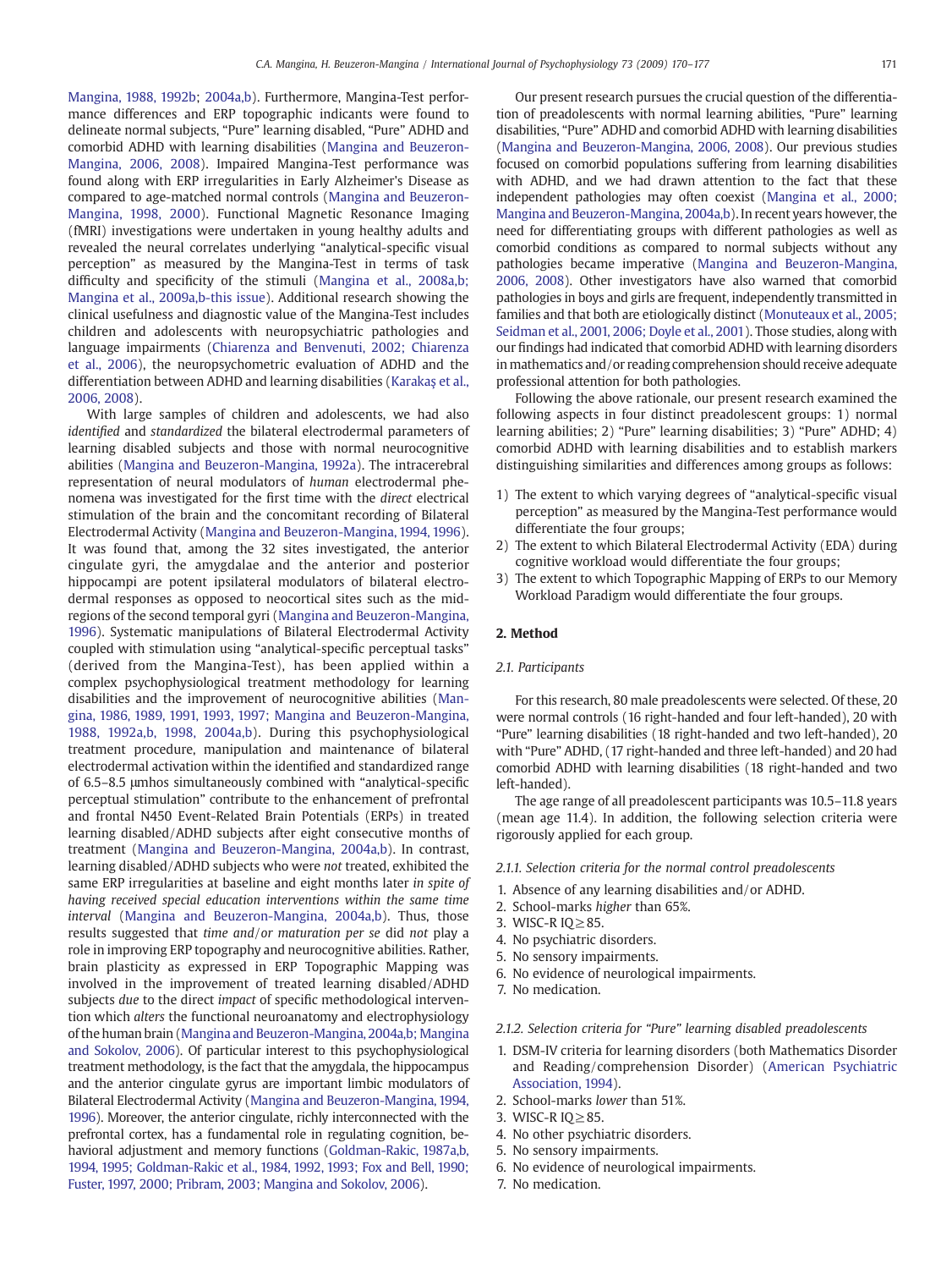Mangina, 1988, 1992b; 2004a,b). Furthermore, Mangina-Test performance differences and ERP topographic indicants were found to delineate normal subjects, "Pure" learning disabled, "Pure" ADHD and comorbid ADHD with learning disabilities (Mangina and Beuzeron-Mangina, 2006, 2008). Impaired Mangina-Test performance was found along with ERP irregularities in Early Alzheimer's Disease as compared to age-matched normal controls (Mangina and Beuzeron-Mangina, 1998, 2000). Functional Magnetic Resonance Imaging (fMRI) investigations were undertaken in young healthy adults and revealed the neural correlates underlying "analytical-specific visual perception" as measured by the Mangina-Test in terms of task difficulty and specificity of the stimuli (Mangina et al., 2008a,b; Mangina et al., 2009a,b-this issue). Additional research showing the clinical usefulness and diagnostic value of the Mangina-Test includes children and adolescents with neuropsychiatric pathologies and language impairments (Chiarenza and Benvenuti, 2002; Chiarenza et al., 2006), the neuropsychometric evaluation of ADHD and the differentiation between ADHD and learning disabilities (Karakaş et al., 2006, 2008).

With large samples of children and adolescents, we had also *identified* and *standardized* the bilateral electrodermal parameters of learning disabled subjects and those with normal neurocognitive abilities (Mangina and Beuzeron-Mangina, 1992a). The intracerebral representation of neural modulators of *human* electrodermal phenomena was investigated for the first time with the *direct* electrical stimulation of the brain and the concomitant recording of Bilateral Electrodermal Activity (Mangina and Beuzeron-Mangina, 1994, 1996). It was found that, among the 32 sites investigated, the anterior cingulate gyri, the amygdalae and the anterior and posterior hippocampi are potent ipsilateral modulators of bilateral electrodermal responses as opposed to neocortical sites such as the mid-regions of the second temporal gyri (Mangina and Beuzeron-Mangina, 1996). Systematic manipulations of Bilateral Electrodermal Activity coupled with stimulation using "analytical-specific perceptual tasks" (derived from the Mangina-Test), has been applied within a complex psychophysiological treatment methodology for learning disabilities and the improvement of neurocognitive abilities (Mangina, 1986, 1989, 1991, 1993, 1997; Mangina and Beuzeron-Mangina, 1988, 1992a,b, 1998, 2004a,b). During this psychophysiological treatment procedure, manipulation and maintenance of bilateral electrodermal activation within the identified and standardized range of 6.5–8.5 µmhos simultaneously combined with "analytical-specific perceptual stimulation" contribute to the enhancement of prefrontal and frontal N450 Event-Related Brain Potentials (ERPs) in treated learning disabled/ADHD subjects after eight consecutive months of treatment (Mangina and Beuzeron-Mangina, 2004a,b). In contrast, learning disabled/ADHD subjects who were *not* treated, exhibited the same ERP irregularities at baseline and eight months later *in spite of having received special education interventions within the same time interval* (Mangina and Beuzeron-Mangina, 2004a,b). Thus, those results suggested that *time and/or maturation per se* did *not* play a role in improving ERP topography and neurocognitive abilities. Rather, brain plasticity as expressed in ERP Topographic Mapping was involved in the improvement of treated learning disabled/ADHD subjects *due* to the direct *impact* of specific methodological intervention which *alters* the functional neuroanatomy and electrophysiology of the human brain (Mangina and Beuzeron-Mangina, 2004a,b; Mangina and Sokolov, 2006). Of particular interest to this psychophysiological treatment methodology, is the fact that the amygdala, the hippocampus and the anterior cingulate gyrus are important limbic modulators of Bilateral Electrodermal Activity (Mangina and Beuzeron-Mangina, 1994, 1996). Moreover, the anterior cingulate, richly interconnected with the prefrontal cortex, has a fundamental role in regulating cognition, behavioral adjustment and memory functions (Goldman-Rakic, 1987a,b, 1994, 1995; Goldman-Rakic et al., 1984, 1992, 1993; Fox and Bell, 1990; Fuster, 1997, 2000; Pribram, 2003; Mangina and Sokolov, 2006).

Our present research pursues the crucial question of the differentiation of preadolescents with normal learning abilities, "Pure" learning disabilities, "Pure" ADHD and comorbid ADHD with learning disabilities (Mangina and Beuzeron-Mangina, 2006, 2008). Our previous studies focused on comorbid populations suffering from learning disabilities with ADHD, and we had drawn attention to the fact that these independent pathologies may often coexist (Mangina et al., 2000; Mangina and Beuzeron-Mangina, 2004a,b). In recent years however, the need for differentiating groups with different pathologies as well as comorbid conditions as compared to normal subjects without any pathologies became imperative (Mangina and Beuzeron-Mangina, 2006, 2008). Other investigators have also warned that comorbid pathologies in boys and girls are frequent, independently transmitted in families and that both are etiologically distinct (Monuteaux et al., 2005; Seidman et al., 2001, 2006; Doyle et al., 2001). Those studies, along with our findings had indicated that comorbid ADHD with learning disorders in mathematics and/or reading comprehension should receive adequate professional attention for both pathologies.

Following the above rationale, our present research examined the following aspects in four distinct preadolescent groups: 1) normal learning abilities; 2) "Pure" learning disabilities; 3) "Pure" ADHD; 4) comorbid ADHD with learning disabilities and to establish markers distinguishing similarities and differences among groups as follows:

1) The extent to which varying degrees of "analytical-specific visual perception" as measured by the Mangina-Test performance would differentiate the four groups;
2) The extent to which Bilateral Electrodermal Activity (EDA) during cognitive workload would differentiate the four groups;
3) The extent to which Topographic Mapping of ERPs to our Memory Workload Paradigm would differentiate the four groups.

## 2. Method

### 2.1. Participants

For this research, 80 male preadolescents were selected. Of these, 20 were normal controls (16 right-handed and four left-handed), 20 with "Pure" learning disabilities (18 right-handed and two left-handed), 20 with "Pure" ADHD, (17 right-handed and three left-handed) and 20 had comorbid ADHD with learning disabilities (18 right-handed and two left-handed).

The age range of all preadolescent participants was 10.5–11.8 years (mean age 11.4). In addition, the following selection criteria were rigorously applied for each group.

#### 2.1.1. Selection criteria for the normal control preadolescents

1. Absence of any learning disabilities and/or ADHD.
2. School-marks *higher* than 65%.
3. WISC-R IQ ≥ 85.
4. No psychiatric disorders.
5. No sensory impairments.
6. No evidence of neurological impairments.
7. No medication.

#### 2.1.2. Selection criteria for "Pure" learning disabled preadolescents

1. DSM-IV criteria for learning disorders (both Mathematics Disorder and Reading/comprehension Disorder) (American Psychiatric Association, 1994).
2. School-marks *lower* than 51%.
3. WISC-R IQ ≥ 85.
4. No other psychiatric disorders.
5. No sensory impairments.
6. No evidence of neurological impairments.
7. No medication.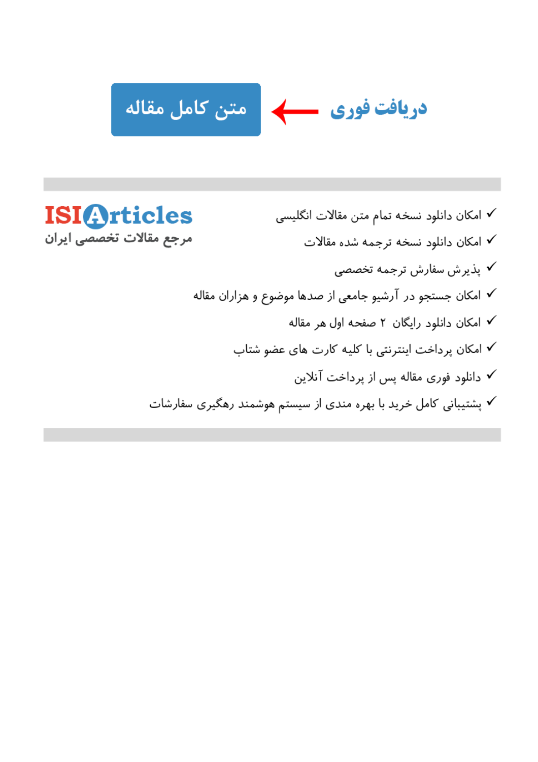دریافت فوری ← متن کامل مقاله

ISIArticles
مرجع مقالات تخصصی ایران

- ✓ امکان دانلود نسخه تمام متن مقالات انگلیسی
- ✓ امکان دانلود نسخه ترجمه شده مقالات
- ✓ پذیرش سفارش ترجمه تخصصی
- ✓ امکان جستجو در آرشیو جامعی از صدها موضوع و هزاران مقاله
- ✓ امکان دانلود رایگان ۲ صفحه اول هر مقاله
- ✓ امکان پرداخت اینترنتی با کلیه کارت های عضو شتاب
- ✓ دانلود فوری مقاله پس از پرداخت آنلاین
- ✓ پشتیبانی کامل خرید با بهره مندی از سیستم هوشمند رهگیری سفارشات